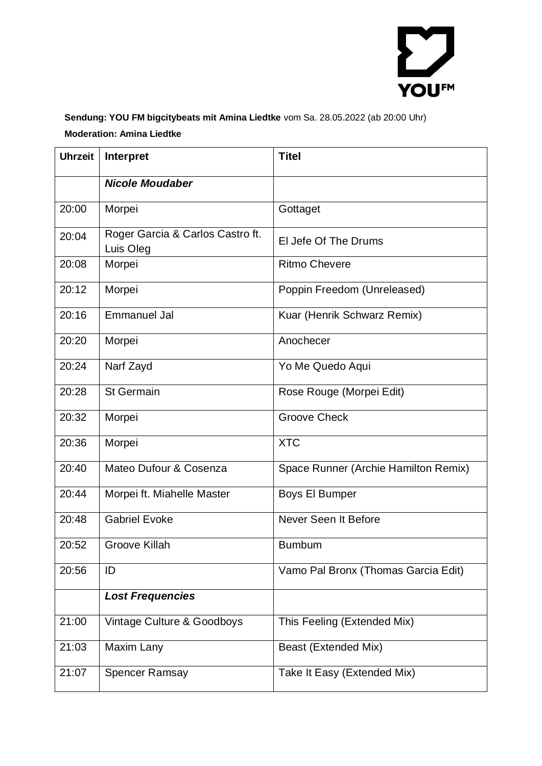YOUFM

**Sendung: YOU FM bigcitybeats mit Amina Liedtke** vom Sa. 28.05.2022 (ab 20:00 Uhr)

**Moderation: Amina Liedtke**

| Uhrzeit | Interpret | Titel |
|---|---|---|
| | ***Nicole Moudaber*** | |
| 20:00 | Morpei | Gottaget |
| 20:04 | Roger Garcia & Carlos Castro ft. Luis Oleg | El Jefe Of The Drums |
| 20:08 | Morpei | Ritmo Chevere |
| 20:12 | Morpei | Poppin Freedom (Unreleased) |
| 20:16 | Emmanuel Jal | Kuar (Henrik Schwarz Remix) |
| 20:20 | Morpei | Anochecer |
| 20:24 | Narf Zayd | Yo Me Quedo Aqui |
| 20:28 | St Germain | Rose Rouge (Morpei Edit) |
| 20:32 | Morpei | Groove Check |
| 20:36 | Morpei | XTC |
| 20:40 | Mateo Dufour & Cosenza | Space Runner (Archie Hamilton Remix) |
| 20:44 | Morpei ft. Miahelle Master | Boys El Bumper |
| 20:48 | Gabriel Evoke | Never Seen It Before |
| 20:52 | Groove Killah | Bumbum |
| 20:56 | ID | Vamo Pal Bronx (Thomas Garcia Edit) |
| | ***Lost Frequencies*** | |
| 21:00 | Vintage Culture & Goodboys | This Feeling (Extended Mix) |
| 21:03 | Maxim Lany | Beast (Extended Mix) |
| 21:07 | Spencer Ramsay | Take It Easy (Extended Mix) |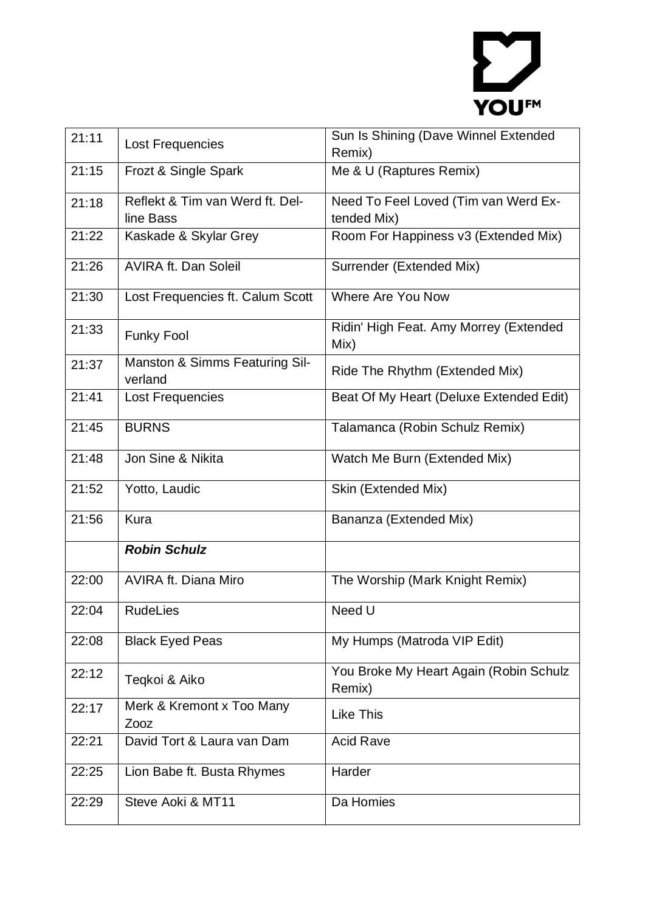| 21:11 | Lost Frequencies | Sun Is Shining (Dave Winnel Extended Remix) |
|---|---|---|
| 21:15 | Frozt & Single Spark | Me & U (Raptures Remix) |
| 21:18 | Reflekt & Tim van Werd ft. Delline Bass | Need To Feel Loved (Tim van Werd Extended Mix) |
| 21:22 | Kaskade & Skylar Grey | Room For Happiness v3 (Extended Mix) |
| 21:26 | AVIRA ft. Dan Soleil | Surrender (Extended Mix) |
| 21:30 | Lost Frequencies ft. Calum Scott | Where Are You Now |
| 21:33 | Funky Fool | Ridin' High Feat. Amy Morrey (Extended Mix) |
| 21:37 | Manston & Simms Featuring Silverland | Ride The Rhythm (Extended Mix) |
| 21:41 | Lost Frequencies | Beat Of My Heart (Deluxe Extended Edit) |
| 21:45 | BURNS | Talamanca (Robin Schulz Remix) |
| 21:48 | Jon Sine & Nikita | Watch Me Burn (Extended Mix) |
| 21:52 | Yotto, Laudic | Skin (Extended Mix) |
| 21:56 | Kura | Bananza (Extended Mix) |
| | ***Robin Schulz*** | |
| 22:00 | AVIRA ft. Diana Miro | The Worship (Mark Knight Remix) |
| 22:04 | RudeLies | Need U |
| 22:08 | Black Eyed Peas | My Humps (Matroda VIP Edit) |
| 22:12 | Teqkoi & Aiko | You Broke My Heart Again (Robin Schulz Remix) |
| 22:17 | Merk & Kremont x Too Many Zooz | Like This |
| 22:21 | David Tort & Laura van Dam | Acid Rave |
| 22:25 | Lion Babe ft. Busta Rhymes | Harder |
| 22:29 | Steve Aoki & MT11 | Da Homies |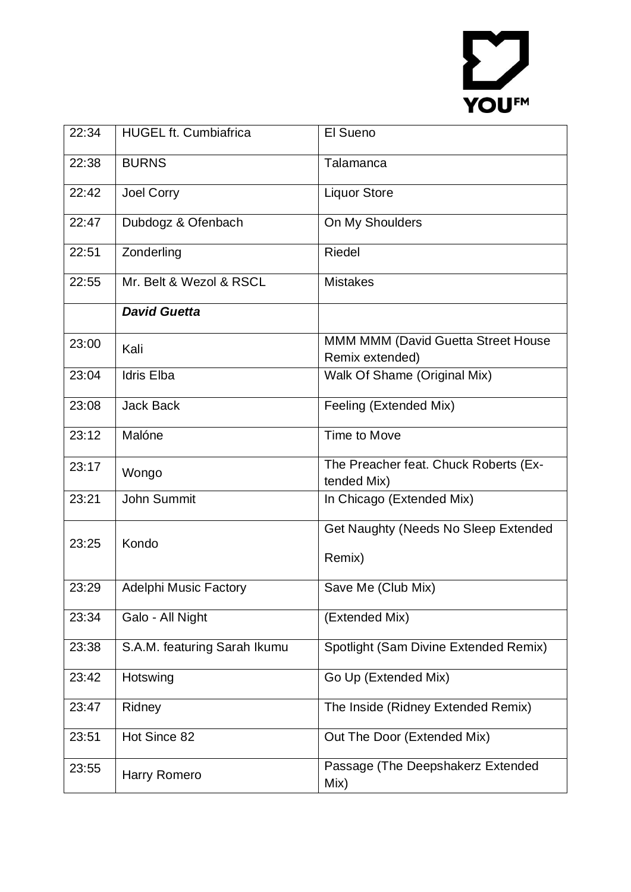| 22:34 | HUGEL ft. Cumbiafrica | El Sueno |
|---|---|---|
| 22:38 | BURNS | Talamanca |
| 22:42 | Joel Corry | Liquor Store |
| 22:47 | Dubdogz & Ofenbach | On My Shoulders |
| 22:51 | Zonderling | Riedel |
| 22:55 | Mr. Belt & Wezol & RSCL | Mistakes |
| | ***David Guetta*** | |
| 23:00 | Kali | MMM MMM (David Guetta Street House Remix extended) |
| 23:04 | Idris Elba | Walk Of Shame (Original Mix) |
| 23:08 | Jack Back | Feeling (Extended Mix) |
| 23:12 | Malóne | Time to Move |
| 23:17 | Wongo | The Preacher feat. Chuck Roberts (Ex-tended Mix) |
| 23:21 | John Summit | In Chicago (Extended Mix) |
| 23:25 | Kondo | Get Naughty (Needs No Sleep Extended Remix) |
| 23:29 | Adelphi Music Factory | Save Me (Club Mix) |
| 23:34 | Galo - All Night | (Extended Mix) |
| 23:38 | S.A.M. featuring Sarah Ikumu | Spotlight (Sam Divine Extended Remix) |
| 23:42 | Hotswing | Go Up (Extended Mix) |
| 23:47 | Ridney | The Inside (Ridney Extended Remix) |
| 23:51 | Hot Since 82 | Out The Door (Extended Mix) |
| 23:55 | Harry Romero | Passage (The Deepshakerz Extended Mix) |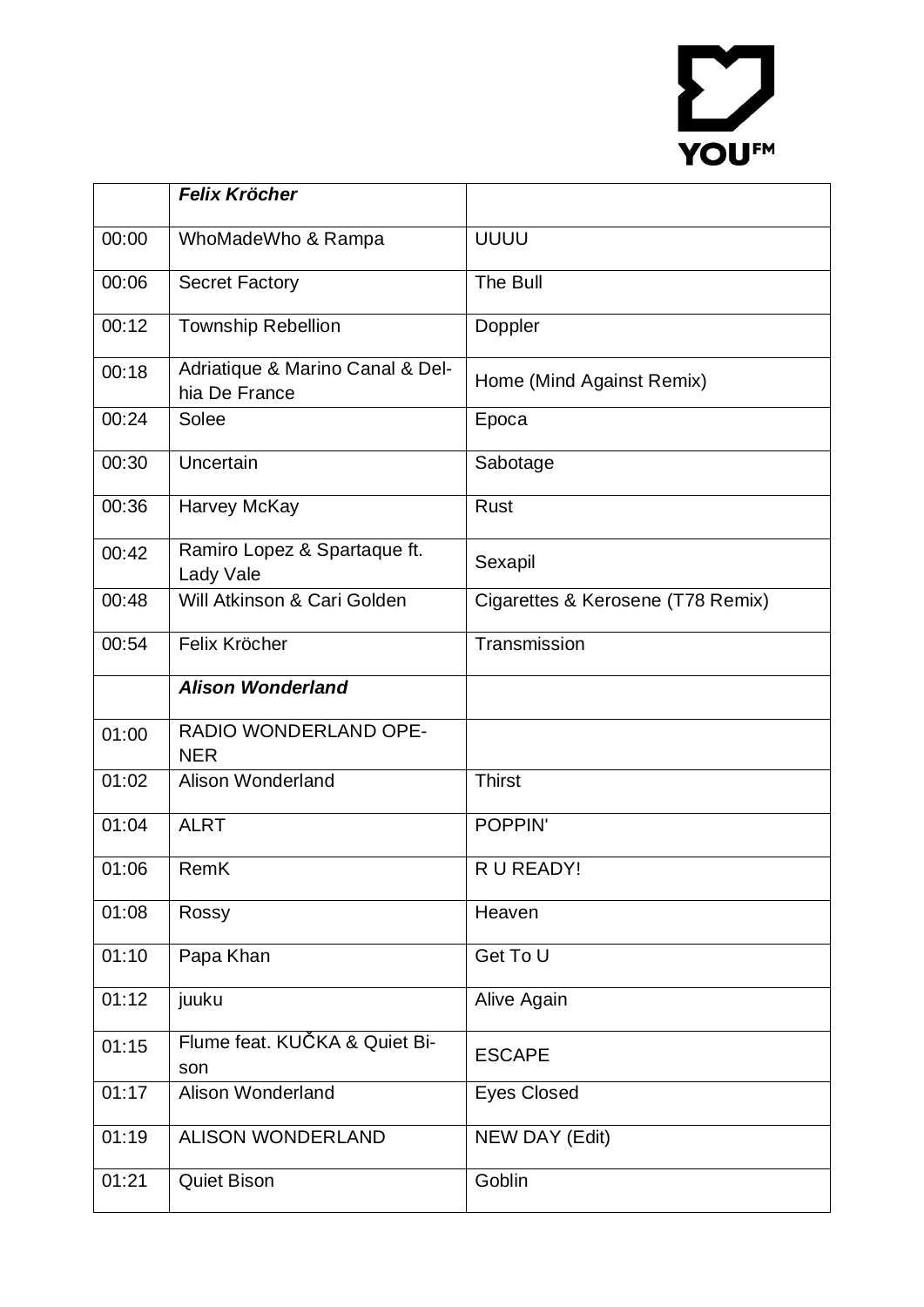| | ***Felix Kröcher*** | |
|---|---|---|
| 00:00 | WhoMadeWho & Rampa | UUUU |
| 00:06 | Secret Factory | The Bull |
| 00:12 | Township Rebellion | Doppler |
| 00:18 | Adriatique & Marino Canal & Delhia De France | Home (Mind Against Remix) |
| 00:24 | Solee | Epoca |
| 00:30 | Uncertain | Sabotage |
| 00:36 | Harvey McKay | Rust |
| 00:42 | Ramiro Lopez & Spartaque ft. Lady Vale | Sexapil |
| 00:48 | Will Atkinson & Cari Golden | Cigarettes & Kerosene (T78 Remix) |
| 00:54 | Felix Kröcher | Transmission |
| | ***Alison Wonderland*** | |
| 01:00 | RADIO WONDERLAND OPENER | |
| 01:02 | Alison Wonderland | Thirst |
| 01:04 | ALRT | POPPIN' |
| 01:06 | RemK | R U READY! |
| 01:08 | Rossy | Heaven |
| 01:10 | Papa Khan | Get To U |
| 01:12 | juuku | Alive Again |
| 01:15 | Flume feat. KUČKA & Quiet Bison | ESCAPE |
| 01:17 | Alison Wonderland | Eyes Closed |
| 01:19 | ALISON WONDERLAND | NEW DAY (Edit) |
| 01:21 | Quiet Bison | Goblin |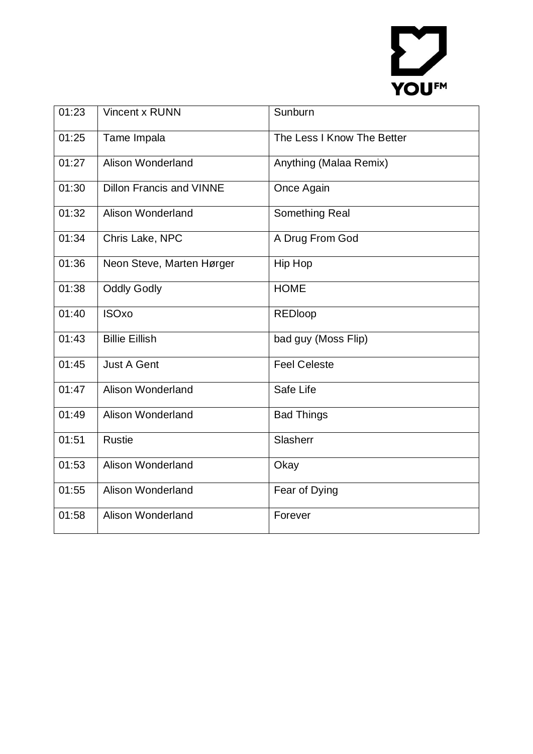| | | |
|---|---|---|
| 01:23 | Vincent x RUNN | Sunburn |
| 01:25 | Tame Impala | The Less I Know The Better |
| 01:27 | Alison Wonderland | Anything (Malaa Remix) |
| 01:30 | Dillon Francis and VINNE | Once Again |
| 01:32 | Alison Wonderland | Something Real |
| 01:34 | Chris Lake, NPC | A Drug From God |
| 01:36 | Neon Steve, Marten Hørger | Hip Hop |
| 01:38 | Oddly Godly | HOME |
| 01:40 | ISOxo | REDloop |
| 01:43 | Billie Eillish | bad guy (Moss Flip) |
| 01:45 | Just A Gent | Feel Celeste |
| 01:47 | Alison Wonderland | Safe Life |
| 01:49 | Alison Wonderland | Bad Things |
| 01:51 | Rustie | Slasherr |
| 01:53 | Alison Wonderland | Okay |
| 01:55 | Alison Wonderland | Fear of Dying |
| 01:58 | Alison Wonderland | Forever |